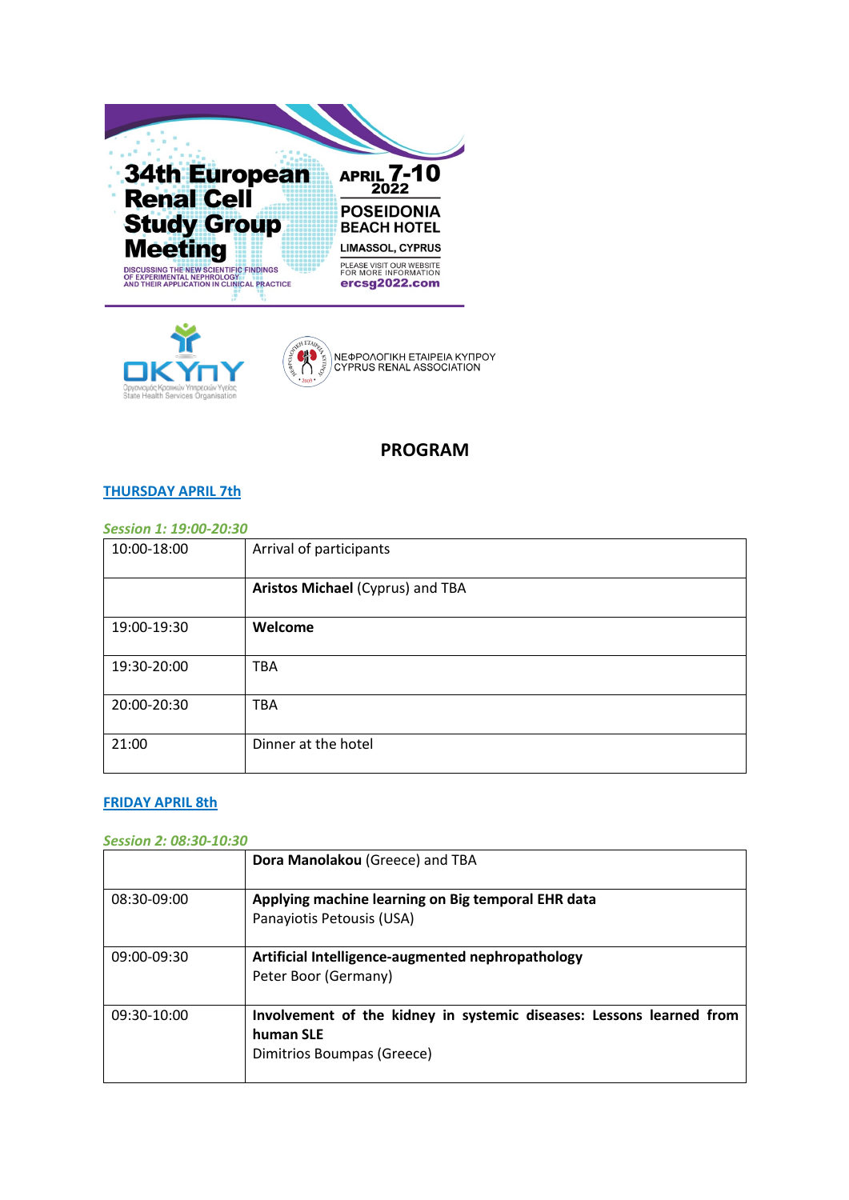34th European Renal Cell Study Group Meeting

DISCUSSING THE NEW SCIENTIFIC FINDINGS OF EXPERIMENTAL NEPHROLOGY AND THEIR APPLICATION IN CLINICAL PRACTICE

APRIL 7-10 2022

POSEIDONIA BEACH HOTEL

LIMASSOL, CYPRUS

PLEASE VISIT OUR WEBSITE FOR MORE INFORMATION

ercsg2022.com

ΟΚΥπΥ
Οργανισμός Κρατικών Υπηρεσιών Υγείας
State Health Services Organisation

ΝΕΦΡΟΛΟΓΙΚΗ ΕΤΑΙΡΕΙΑ ΚΥΠΡΟΥ
CYPRUS RENAL ASSOCIATION

## PROGRAM

### THURSDAY APRIL 7th

*Session 1: 19:00-20:30*

| | |
|---|---|
| 10:00-18:00 | Arrival of participants |
| | **Aristos Michael** (Cyprus) and TBA |
| 19:00-19:30 | **Welcome** |
| 19:30-20:00 | TBA |
| 20:00-20:30 | TBA |
| 21:00 | Dinner at the hotel |

### FRIDAY APRIL 8th

*Session 2: 08:30-10:30*

| | |
|---|---|
| | **Dora Manolakou** (Greece) and TBA |
| 08:30-09:00 | **Applying machine learning on Big temporal EHR data**<br>Panayiotis Petousis (USA) |
| 09:00-09:30 | **Artificial Intelligence-augmented nephropathology**<br>Peter Boor (Germany) |
| 09:30-10:00 | **Involvement of the kidney in systemic diseases: Lessons learned from human SLE**<br>Dimitrios Boumpas (Greece) |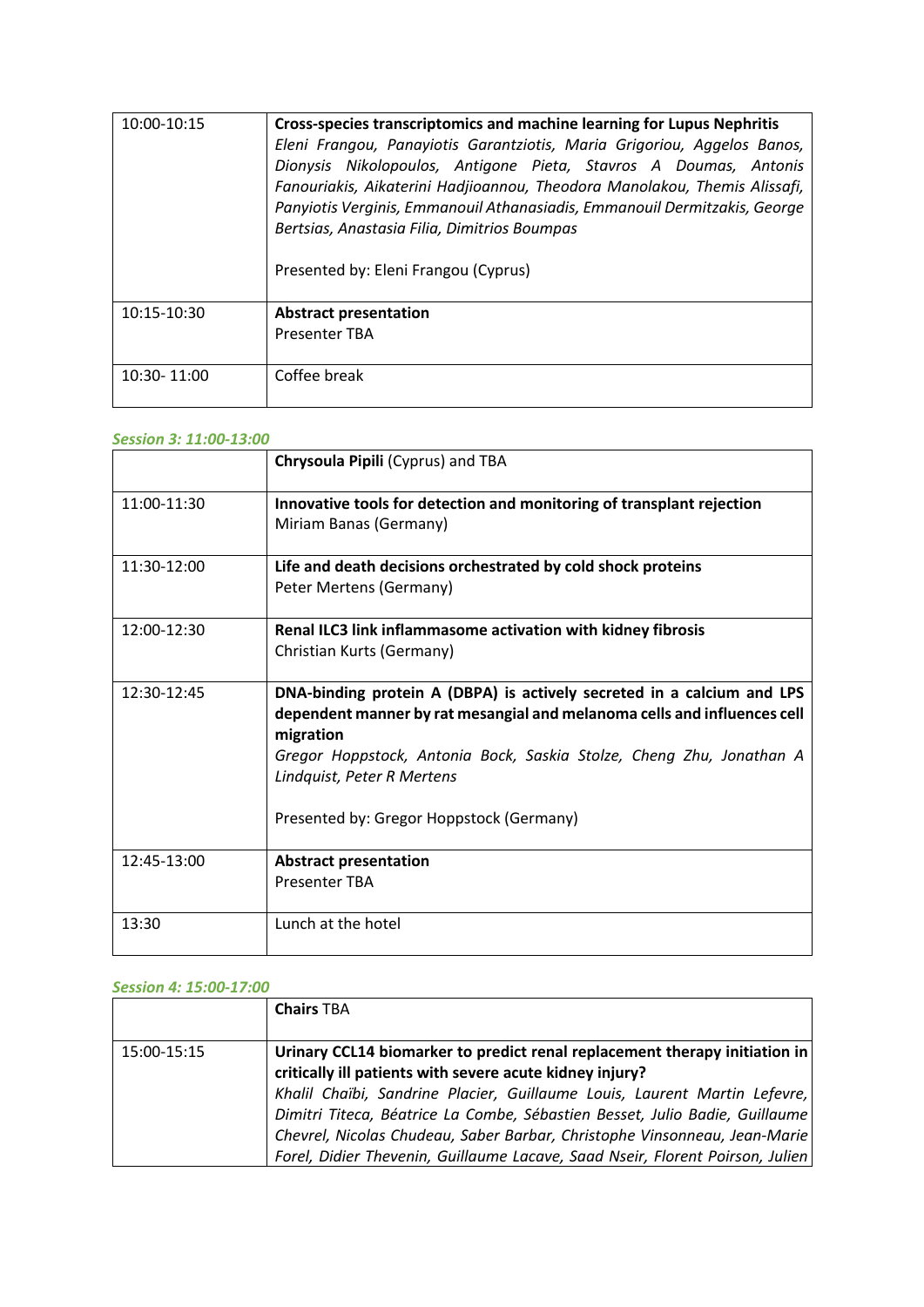| | |
|---|---|
| 10:00-10:15 | **Cross-species transcriptomics and machine learning for Lupus Nephritis** *Eleni Frangou, Panayiotis Garantziotis, Maria Grigoriou, Aggelos Banos, Dionysis Nikolopoulos, Antigone Pieta, Stavros A Doumas, Antonis Fanouriakis, Aikaterini Hadjioannou, Theodora Manolakou, Themis Alissafi, Panyiotis Verginis, Emmanouil Athanasiadis, Emmanouil Dermitzakis, George Bertsias, Anastasia Filia, Dimitrios Boumpas* <br><br> Presented by: Eleni Frangou (Cyprus) |
| 10:15-10:30 | **Abstract presentation** <br> Presenter TBA |
| 10:30- 11:00 | Coffee break |

### *Session 3: 11:00-13:00*

| | |
|---|---|
| | **Chrysoula Pipili** (Cyprus) and TBA |
| 11:00-11:30 | **Innovative tools for detection and monitoring of transplant rejection** <br> Miriam Banas (Germany) |
| 11:30-12:00 | **Life and death decisions orchestrated by cold shock proteins** <br> Peter Mertens (Germany) |
| 12:00-12:30 | **Renal ILC3 link inflammasome activation with kidney fibrosis** <br> Christian Kurts (Germany) |
| 12:30-12:45 | **DNA-binding protein A (DBPA) is actively secreted in a calcium and LPS dependent manner by rat mesangial and melanoma cells and influences cell migration** <br> *Gregor Hoppstock, Antonia Bock, Saskia Stolze, Cheng Zhu, Jonathan A Lindquist, Peter R Mertens* <br><br> Presented by: Gregor Hoppstock (Germany) |
| 12:45-13:00 | **Abstract presentation** <br> Presenter TBA |
| 13:30 | Lunch at the hotel |

### *Session 4: 15:00-17:00*

| | |
|---|---|
| | **Chairs** TBA |
| 15:00-15:15 | **Urinary CCL14 biomarker to predict renal replacement therapy initiation in critically ill patients with severe acute kidney injury?** <br> *Khalil Chaïbi, Sandrine Placier, Guillaume Louis, Laurent Martin Lefevre, Dimitri Titeca, Béatrice La Combe, Sébastien Besset, Julio Badie, Guillaume Chevrel, Nicolas Chudeau, Saber Barbar, Christophe Vinsonneau, Jean-Marie Forel, Didier Thevenin, Guillaume Lacave, Saad Nseir, Florent Poirson, Julien* |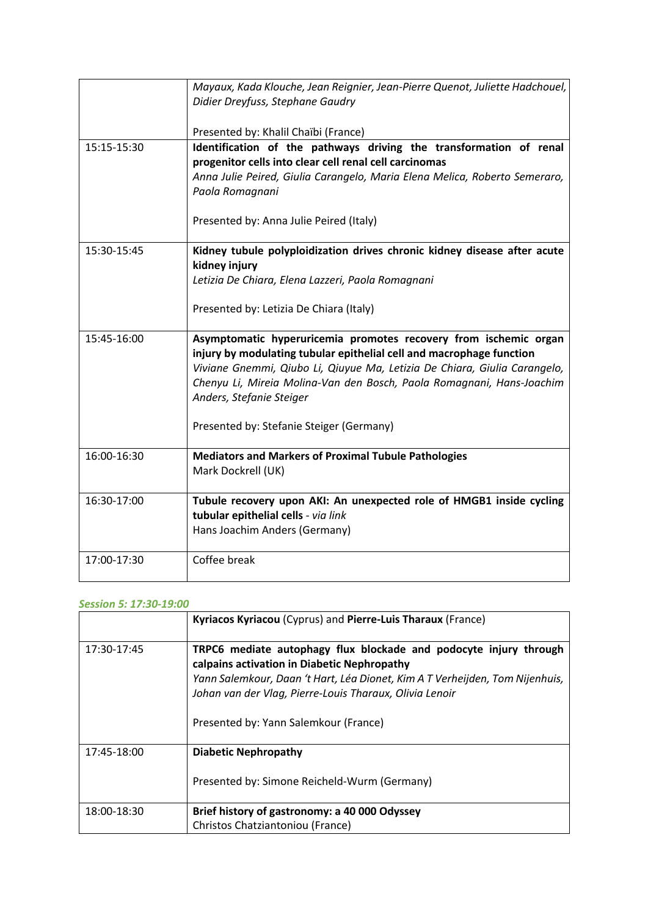| | |
|---|---|
| | *Mayaux, Kada Klouche, Jean Reignier, Jean-Pierre Quenot, Juliette Hadchouel, Didier Dreyfuss, Stephane Gaudry*<br><br>Presented by: Khalil Chaïbi (France) |
| 15:15-15:30 | **Identification of the pathways driving the transformation of renal progenitor cells into clear cell renal cell carcinomas**<br>*Anna Julie Peired, Giulia Carangelo, Maria Elena Melica, Roberto Semeraro, Paola Romagnani*<br><br>Presented by: Anna Julie Peired (Italy) |
| 15:30-15:45 | **Kidney tubule polyploidization drives chronic kidney disease after acute kidney injury**<br>*Letizia De Chiara, Elena Lazzeri, Paola Romagnani*<br><br>Presented by: Letizia De Chiara (Italy) |
| 15:45-16:00 | **Asymptomatic hyperuricemia promotes recovery from ischemic organ injury by modulating tubular epithelial cell and macrophage function**<br>*Viviane Gnemmi, Qiubo Li, Qiuyue Ma, Letizia De Chiara, Giulia Carangelo, Chenyu Li, Mireia Molina-Van den Bosch, Paola Romagnani, Hans-Joachim Anders, Stefanie Steiger*<br><br>Presented by: Stefanie Steiger (Germany) |
| 16:00-16:30 | **Mediators and Markers of Proximal Tubule Pathologies**<br>Mark Dockrell (UK) |
| 16:30-17:00 | **Tubule recovery upon AKI: An unexpected role of HMGB1 inside cycling tubular epithelial cells** - *via link*<br>Hans Joachim Anders (Germany) |
| 17:00-17:30 | Coffee break |

***Session 5: 17:30-19:00***

| | |
|---|---|
| | **Kyriacos Kyriacou** (Cyprus) and **Pierre-Luis Tharaux** (France) |
| 17:30-17:45 | **TRPC6 mediate autophagy flux blockade and podocyte injury through calpains activation in Diabetic Nephropathy**<br>*Yann Salemkour, Daan 't Hart, Léa Dionet, Kim A T Verheijden, Tom Nijenhuis, Johan van der Vlag, Pierre-Louis Tharaux, Olivia Lenoir*<br><br>Presented by: Yann Salemkour (France) |
| 17:45-18:00 | **Diabetic Nephropathy**<br><br>Presented by: Simone Reicheld-Wurm (Germany) |
| 18:00-18:30 | **Brief history of gastronomy: a 40 000 Odyssey**<br>Christos Chatziantoniou (France) |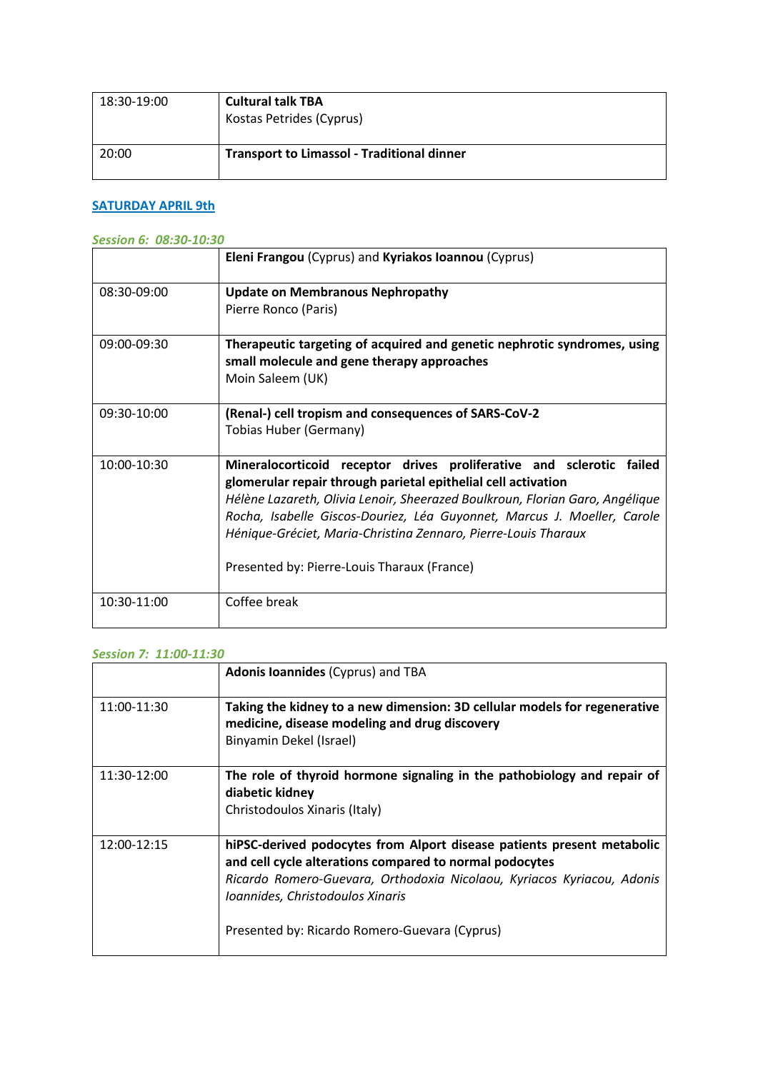| 18:30-19:00 | **Cultural talk TBA**<br>Kostas Petrides (Cyprus) |
|---|---|
| 20:00 | **Transport to Limassol - Traditional dinner** |

## SATURDAY APRIL 9th

*Session 6: 08:30-10:30*

| | **Eleni Frangou** (Cyprus) and **Kyriakos Ioannou** (Cyprus) |
|---|---|
| 08:30-09:00 | **Update on Membranous Nephropathy**<br>Pierre Ronco (Paris) |
| 09:00-09:30 | **Therapeutic targeting of acquired and genetic nephrotic syndromes, using small molecule and gene therapy approaches**<br>Moin Saleem (UK) |
| 09:30-10:00 | **(Renal-) cell tropism and consequences of SARS-CoV-2**<br>Tobias Huber (Germany) |
| 10:00-10:30 | **Mineralocorticoid receptor drives proliferative and sclerotic failed glomerular repair through parietal epithelial cell activation**<br>*Hélène Lazareth, Olivia Lenoir, Sheerazed Boulkroun, Florian Garo, Angélique Rocha, Isabelle Giscos-Douriez, Léa Guyonnet, Marcus J. Moeller, Carole Hénique-Gréciet, Maria-Christina Zennaro, Pierre-Louis Tharaux*<br><br>Presented by: Pierre-Louis Tharaux (France) |
| 10:30-11:00 | Coffee break |

*Session 7: 11:00-11:30*

| | **Adonis Ioannides** (Cyprus) and TBA |
|---|---|
| 11:00-11:30 | **Taking the kidney to a new dimension: 3D cellular models for regenerative medicine, disease modeling and drug discovery**<br>Binyamin Dekel (Israel) |
| 11:30-12:00 | **The role of thyroid hormone signaling in the pathobiology and repair of diabetic kidney**<br>Christodoulos Xinaris (Italy) |
| 12:00-12:15 | **hiPSC-derived podocytes from Alport disease patients present metabolic and cell cycle alterations compared to normal podocytes**<br>*Ricardo Romero-Guevara, Orthodoxia Nicolaou, Kyriacos Kyriacou, Adonis Ioannides, Christodoulos Xinaris*<br><br>Presented by: Ricardo Romero-Guevara (Cyprus) |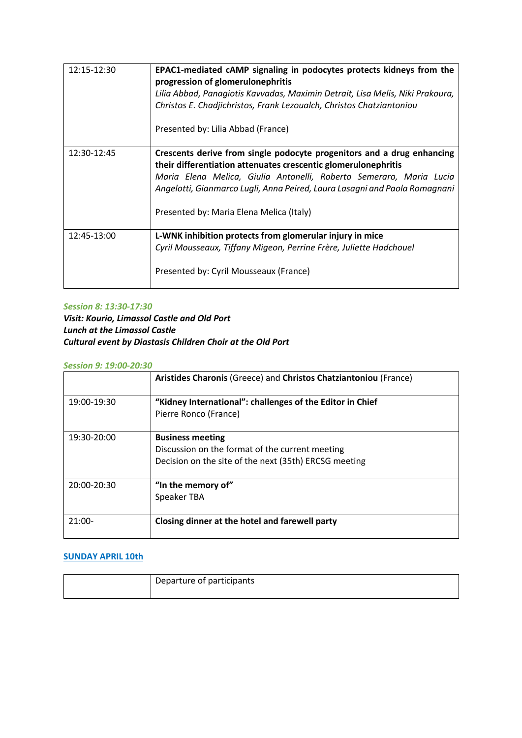| | |
|---|---|
| 12:15-12:30 | **EPAC1-mediated cAMP signaling in podocytes protects kidneys from the progression of glomerulonephritis**<br>*Lilia Abbad, Panagiotis Kavvadas, Maximin Detrait, Lisa Melis, Niki Prakoura, Christos E. Chadjichristos, Frank Lezoualch, Christos Chatziantoniou*<br><br>Presented by: Lilia Abbad (France) |
| 12:30-12:45 | **Crescents derive from single podocyte progenitors and a drug enhancing their differentiation attenuates crescentic glomerulonephritis**<br>*Maria Elena Melica, Giulia Antonelli, Roberto Semeraro, Maria Lucia Angelotti, Gianmarco Lugli, Anna Peired, Laura Lasagni and Paola Romagnani*<br><br>Presented by: Maria Elena Melica (Italy) |
| 12:45-13:00 | **L-WNK inhibition protects from glomerular injury in mice**<br>*Cyril Mousseaux, Tiffany Migeon, Perrine Frère, Juliette Hadchouel*<br><br>Presented by: Cyril Mousseaux (France) |

***Session 8: 13:30-17:30***

***Visit: Kourio, Limassol Castle and Old Port***
***Lunch at the Limassol Castle***
***Cultural event by Diastasis Children Choir at the Old Port***

***Session 9: 19:00-20:30***

| | |
|---|---|
| | **Aristides Charonis** (Greece) and **Christos Chatziantoniou** (France) |
| 19:00-19:30 | **"Kidney International": challenges of the Editor in Chief**<br>Pierre Ronco (France) |
| 19:30-20:00 | **Business meeting**<br>Discussion on the format of the current meeting<br>Decision on the site of the next (35th) ERCSG meeting |
| 20:00-20:30 | **"In the memory of"**<br>Speaker TBA |
| 21:00- | **Closing dinner at the hotel and farewell party** |

## SUNDAY APRIL 10th

| | |
|---|---|
| | Departure of participants |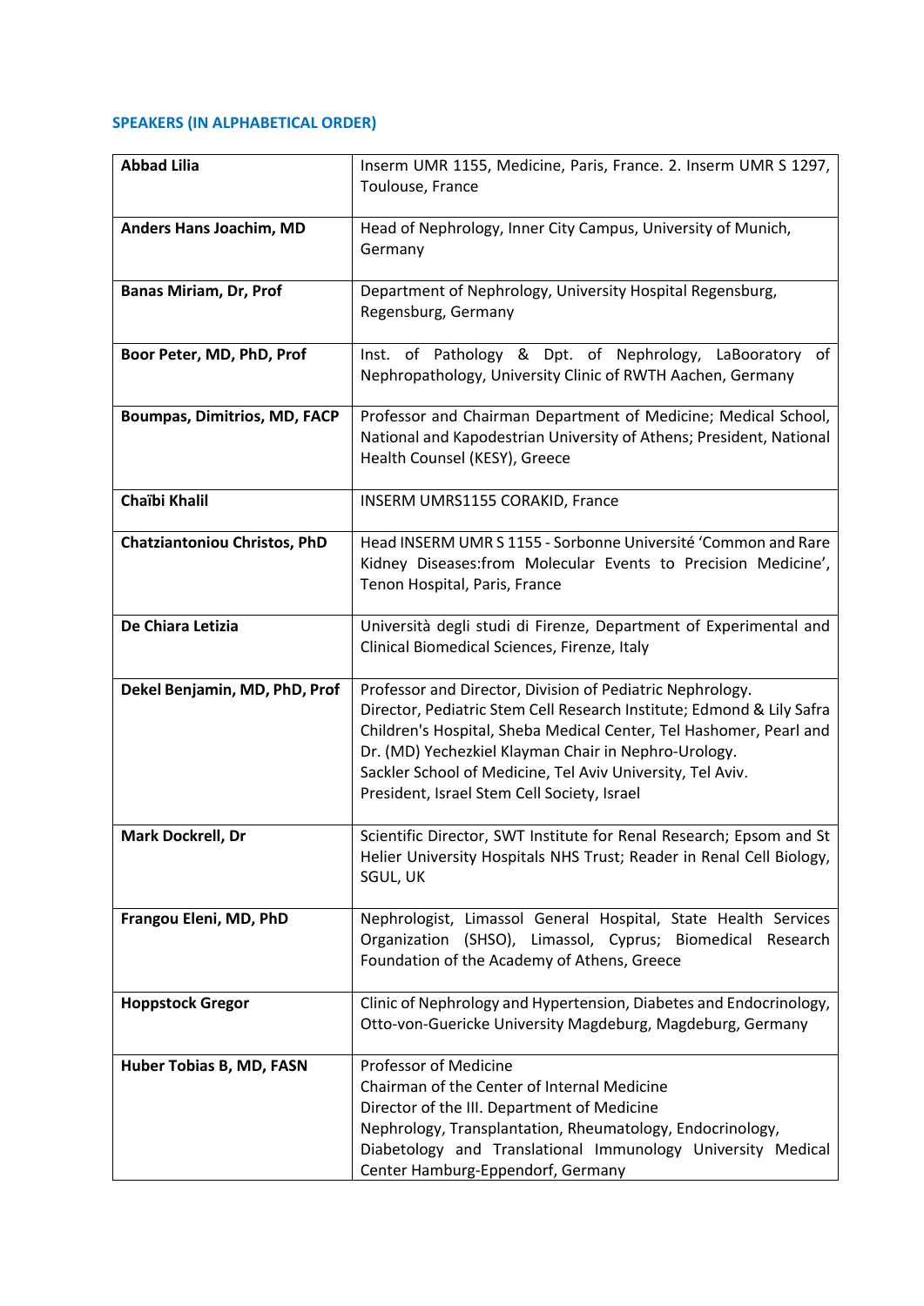**SPEAKERS (IN ALPHABETICAL ORDER)**

| | |
|---|---|
| **Abbad Lilia** | Inserm UMR 1155, Medicine, Paris, France. 2. Inserm UMR S 1297, Toulouse, France |
| **Anders Hans Joachim, MD** | Head of Nephrology, Inner City Campus, University of Munich, Germany |
| **Banas Miriam, Dr, Prof** | Department of Nephrology, University Hospital Regensburg, Regensburg, Germany |
| **Boor Peter, MD, PhD, Prof** | Inst. of Pathology & Dpt. of Nephrology, LaBooratory of Nephropathology, University Clinic of RWTH Aachen, Germany |
| **Boumpas, Dimitrios, MD, FACP** | Professor and Chairman Department of Medicine; Medical School, National and Kapodestrian University of Athens; President, National Health Counsel (KESY), Greece |
| **Chaïbi Khalil** | INSERM UMRS1155 CORAKID, France |
| **Chatziantoniou Christos, PhD** | Head INSERM UMR S 1155 - Sorbonne Université 'Common and Rare Kidney Diseases:from Molecular Events to Precision Medicine', Tenon Hospital, Paris, France |
| **De Chiara Letizia** | Università degli studi di Firenze, Department of Experimental and Clinical Biomedical Sciences, Firenze, Italy |
| **Dekel Benjamin, MD, PhD, Prof** | Professor and Director, Division of Pediatric Nephrology.<br>Director, Pediatric Stem Cell Research Institute; Edmond & Lily Safra Children's Hospital, Sheba Medical Center, Tel Hashomer, Pearl and Dr. (MD) Yechezkiel Klayman Chair in Nephro-Urology.<br>Sackler School of Medicine, Tel Aviv University, Tel Aviv.<br>President, Israel Stem Cell Society, Israel |
| **Mark Dockrell, Dr** | Scientific Director, SWT Institute for Renal Research; Epsom and St Helier University Hospitals NHS Trust; Reader in Renal Cell Biology, SGUL, UK |
| **Frangou Eleni, MD, PhD** | Nephrologist, Limassol General Hospital, State Health Services Organization (SHSO), Limassol, Cyprus; Biomedical Research Foundation of the Academy of Athens, Greece |
| **Hoppstock Gregor** | Clinic of Nephrology and Hypertension, Diabetes and Endocrinology, Otto-von-Guericke University Magdeburg, Magdeburg, Germany |
| **Huber Tobias B, MD, FASN** | Professor of Medicine<br>Chairman of the Center of Internal Medicine<br>Director of the III. Department of Medicine<br>Nephrology, Transplantation, Rheumatology, Endocrinology, Diabetology and Translational Immunology University Medical Center Hamburg-Eppendorf, Germany |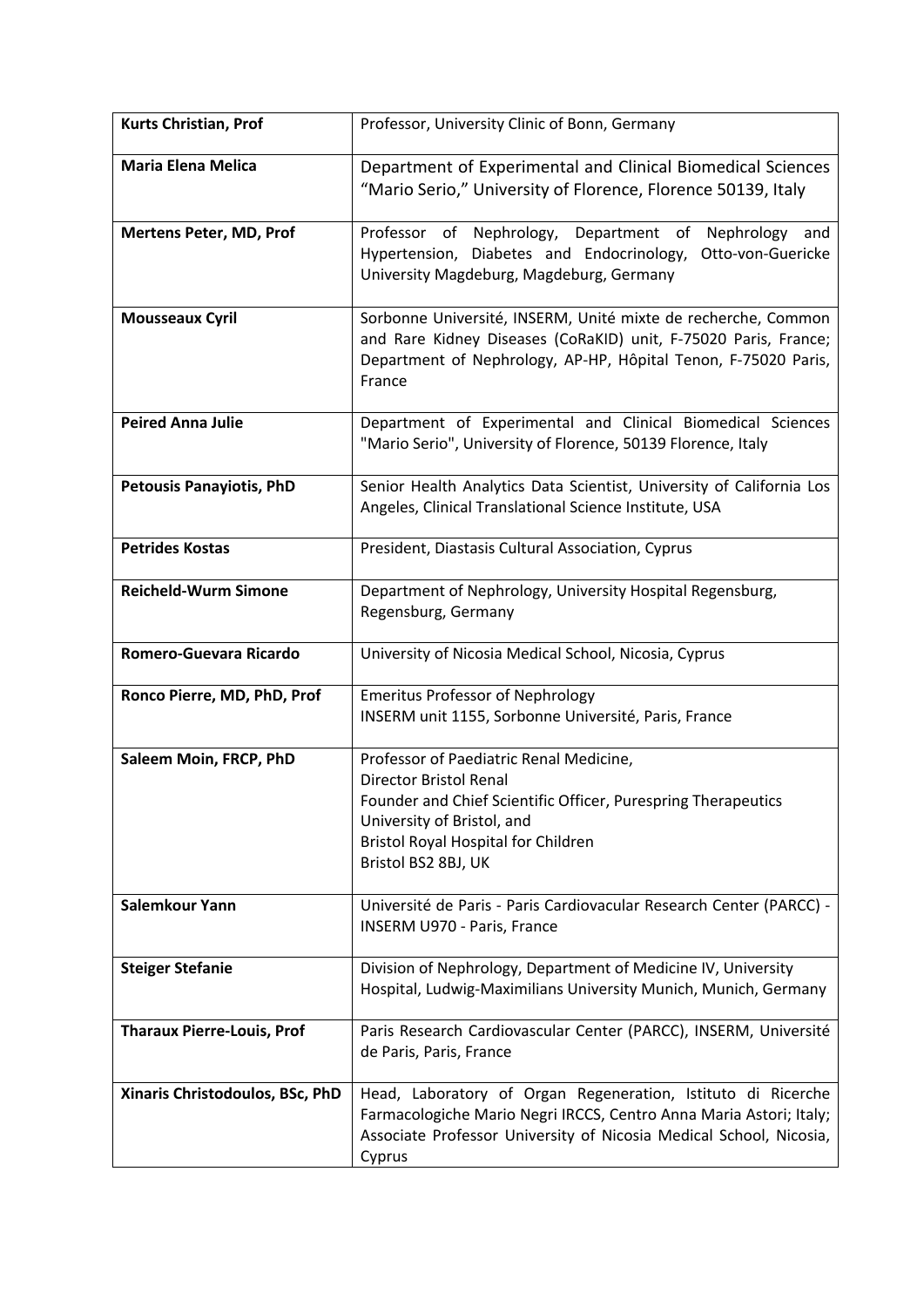| | |
|---|---|
| **Kurts Christian, Prof** | Professor, University Clinic of Bonn, Germany |
| **Maria Elena Melica** | Department of Experimental and Clinical Biomedical Sciences “Mario Serio,” University of Florence, Florence 50139, Italy |
| **Mertens Peter, MD, Prof** | Professor of Nephrology, Department of Nephrology and Hypertension, Diabetes and Endocrinology, Otto-von-Guericke University Magdeburg, Magdeburg, Germany |
| **Mousseaux Cyril** | Sorbonne Université, INSERM, Unité mixte de recherche, Common and Rare Kidney Diseases (CoRaKID) unit, F-75020 Paris, France; Department of Nephrology, AP-HP, Hôpital Tenon, F-75020 Paris, France |
| **Peired Anna Julie** | Department of Experimental and Clinical Biomedical Sciences "Mario Serio", University of Florence, 50139 Florence, Italy |
| **Petousis Panayiotis, PhD** | Senior Health Analytics Data Scientist, University of California Los Angeles, Clinical Translational Science Institute, USA |
| **Petrides Kostas** | President, Diastasis Cultural Association, Cyprus |
| **Reicheld-Wurm Simone** | Department of Nephrology, University Hospital Regensburg, Regensburg, Germany |
| **Romero-Guevara Ricardo** | University of Nicosia Medical School, Nicosia, Cyprus |
| **Ronco Pierre, MD, PhD, Prof** | Emeritus Professor of Nephrology<br>INSERM unit 1155, Sorbonne Université, Paris, France |
| **Saleem Moin, FRCP, PhD** | Professor of Paediatric Renal Medicine,<br>Director Bristol Renal<br>Founder and Chief Scientific Officer, Purespring Therapeutics<br>University of Bristol, and<br>Bristol Royal Hospital for Children<br>Bristol BS2 8BJ, UK |
| **Salemkour Yann** | Université de Paris - Paris Cardiovacular Research Center (PARCC) - INSERM U970 - Paris, France |
| **Steiger Stefanie** | Division of Nephrology, Department of Medicine IV, University Hospital, Ludwig-Maximilians University Munich, Munich, Germany |
| **Tharaux Pierre-Louis, Prof** | Paris Research Cardiovascular Center (PARCC), INSERM, Université de Paris, Paris, France |
| **Xinaris Christodoulos, BSc, PhD** | Head, Laboratory of Organ Regeneration, Istituto di Ricerche Farmacologiche Mario Negri IRCCS, Centro Anna Maria Astori; Italy; Associate Professor University of Nicosia Medical School, Nicosia, Cyprus |